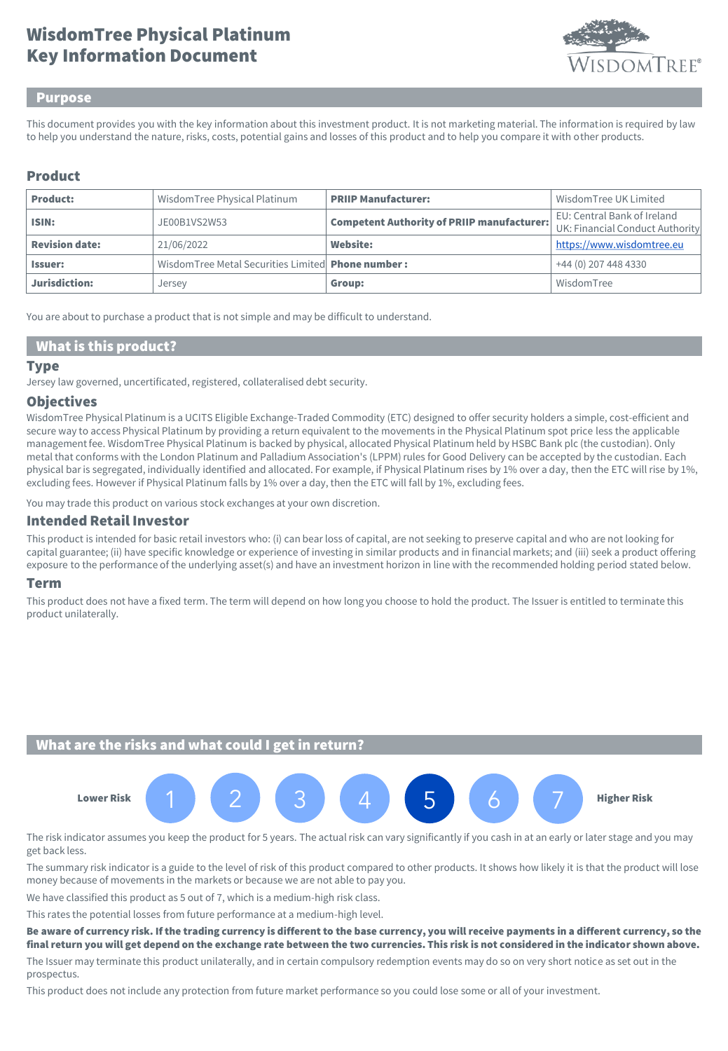# WisdomTree Physical Platinum
# Key Information Document

## Purpose

This document provides you with the key information about this investment product. It is not marketing material. The information is required by law to help you understand the nature, risks, costs, potential gains and losses of this product and to help you compare it with other products.

## Product

| **Product:** | WisdomTree Physical Platinum | **PRIIP Manufacturer:** | WisdomTree UK Limited |
|---|---|---|---|
| **ISIN:** | JE00B1VS2W53 | **Competent Authority of PRIIP manufacturer:** | EU: Central Bank of Ireland<br>UK: Financial Conduct Authority |
| **Revision date:** | 21/06/2022 | **Website:** | https://www.wisdomtree.eu |
| **Issuer:** | WisdomTree Metal Securities Limited | **Phone number :** | +44 (0) 207 448 4330 |
| **Jurisdiction:** | Jersey | **Group:** | WisdomTree |

You are about to purchase a product that is not simple and may be difficult to understand.

## What is this product?

### Type

Jersey law governed, uncertificated, registered, collateralised debt security.

### Objectives

WisdomTree Physical Platinum is a UCITS Eligible Exchange-Traded Commodity (ETC) designed to offer security holders a simple, cost-efficient and secure way to access Physical Platinum by providing a return equivalent to the movements in the Physical Platinum spot price less the applicable management fee. WisdomTree Physical Platinum is backed by physical, allocated Physical Platinum held by HSBC Bank plc (the custodian). Only metal that conforms with the London Platinum and Palladium Association's (LPPM) rules for Good Delivery can be accepted by the custodian. Each physical bar is segregated, individually identified and allocated. For example, if Physical Platinum rises by 1% over a day, then the ETC will rise by 1%, excluding fees. However if Physical Platinum falls by 1% over a day, then the ETC will fall by 1%, excluding fees.

You may trade this product on various stock exchanges at your own discretion.

### Intended Retail Investor

This product is intended for basic retail investors who: (i) can bear loss of capital, are not seeking to preserve capital and who are not looking for capital guarantee; (ii) have specific knowledge or experience of investing in similar products and in financial markets; and (iii) seek a product offering exposure to the performance of the underlying asset(s) and have an investment horizon in line with the recommended holding period stated below.

### Term

This product does not have a fixed term. The term will depend on how long you choose to hold the product. The Issuer is entitled to terminate this product unilaterally.

## What are the risks and what could I get in return?

**Lower Risk** 1 2 3 4 **5** 6 7 **Higher Risk**

The risk indicator assumes you keep the product for 5 years. The actual risk can vary significantly if you cash in at an early or later stage and you may get back less.

The summary risk indicator is a guide to the level of risk of this product compared to other products. It shows how likely it is that the product will lose money because of movements in the markets or because we are not able to pay you.

We have classified this product as 5 out of 7, which is a medium-high risk class.

This rates the potential losses from future performance at a medium-high level.

**Be aware of currency risk. If the trading currency is different to the base currency, you will receive payments in a different currency, so the final return you will get depend on the exchange rate between the two currencies. This risk is not considered in the indicator shown above.**

The Issuer may terminate this product unilaterally, and in certain compulsory redemption events may do so on very short notice as set out in the prospectus.

This product does not include any protection from future market performance so you could lose some or all of your investment.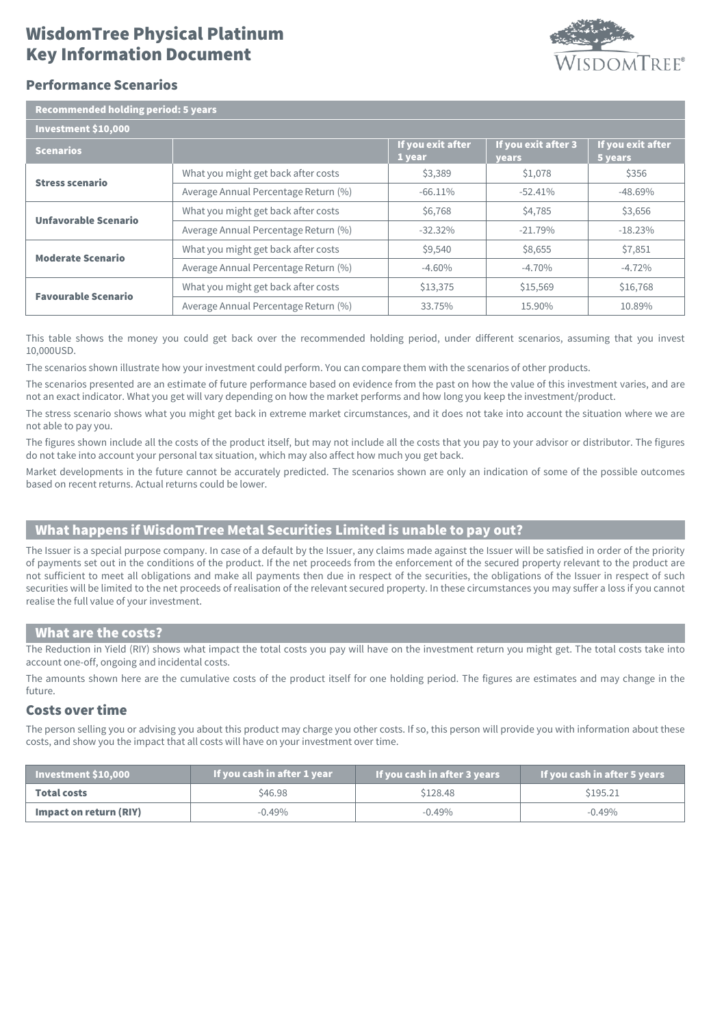# WisdomTree Physical Platinum Key Information Document

## Performance Scenarios

| Recommended holding period: 5 years | | | | |
|---|---|---|---|---|
| **Investment $10,000** | | | | |
| **Scenarios** | | **If you exit after 1 year** | **If you exit after 3 years** | **If you exit after 5 years** |
| **Stress scenario** | What you might get back after costs | $3,389 | $1,078 | $356 |
| | Average Annual Percentage Return (%) | -66.11% | -52.41% | -48.69% |
| **Unfavorable Scenario** | What you might get back after costs | $6,768 | $4,785 | $3,656 |
| | Average Annual Percentage Return (%) | -32.32% | -21.79% | -18.23% |
| **Moderate Scenario** | What you might get back after costs | $9,540 | $8,655 | $7,851 |
| | Average Annual Percentage Return (%) | -4.60% | -4.70% | -4.72% |
| **Favourable Scenario** | What you might get back after costs | $13,375 | $15,569 | $16,768 |
| | Average Annual Percentage Return (%) | 33.75% | 15.90% | 10.89% |

This table shows the money you could get back over the recommended holding period, under different scenarios, assuming that you invest 10,000USD.

The scenarios shown illustrate how your investment could perform. You can compare them with the scenarios of other products.

The scenarios presented are an estimate of future performance based on evidence from the past on how the value of this investment varies, and are not an exact indicator. What you get will vary depending on how the market performs and how long you keep the investment/product.

The stress scenario shows what you might get back in extreme market circumstances, and it does not take into account the situation where we are not able to pay you.

The figures shown include all the costs of the product itself, but may not include all the costs that you pay to your advisor or distributor. The figures do not take into account your personal tax situation, which may also affect how much you get back.

Market developments in the future cannot be accurately predicted. The scenarios shown are only an indication of some of the possible outcomes based on recent returns. Actual returns could be lower.

## What happens if WisdomTree Metal Securities Limited is unable to pay out?

The Issuer is a special purpose company. In case of a default by the Issuer, any claims made against the Issuer will be satisfied in order of the priority of payments set out in the conditions of the product. If the net proceeds from the enforcement of the secured property relevant to the product are not sufficient to meet all obligations and make all payments then due in respect of the securities, the obligations of the Issuer in respect of such securities will be limited to the net proceeds of realisation of the relevant secured property. In these circumstances you may suffer a loss if you cannot realise the full value of your investment.

## What are the costs?

The Reduction in Yield (RIY) shows what impact the total costs you pay will have on the investment return you might get. The total costs take into account one-off, ongoing and incidental costs.

The amounts shown here are the cumulative costs of the product itself for one holding period. The figures are estimates and may change in the future.

### Costs over time

The person selling you or advising you about this product may charge you other costs. If so, this person will provide you with information about these costs, and show you the impact that all costs will have on your investment over time.

| Investment $10,000 | If you cash in after 1 year | If you cash in after 3 years | If you cash in after 5 years |
|---|---|---|---|
| **Total costs** | $46.98 | $128.48 | $195.21 |
| **Impact on return (RIY)** | -0.49% | -0.49% | -0.49% |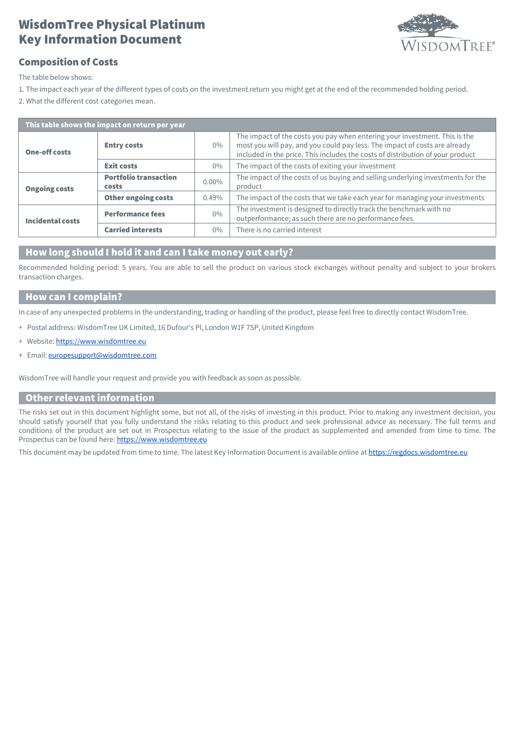# WisdomTree Physical Platinum Key Information Document

## Composition of Costs

The table below shows:

1. The impact each year of the different types of costs on the investment return you might get at the end of the recommended holding period.
2. What the different cost categories mean.

| This table shows the impact on return per year | | | |
|---|---|---|---|
| **One-off costs** | **Entry costs** | 0% | The impact of the costs you pay when entering your investment. This is the most you will pay, and you could pay less. The impact of costs are already included in the price. This includes the costs of distribution of your product |
| | **Exit costs** | 0% | The impact of the costs of exiting your investment |
| **Ongoing costs** | **Portfolio transaction costs** | 0.00% | The impact of the costs of us buying and selling underlying investments for the product |
| | **Other ongoing costs** | 0.49% | The impact of the costs that we take each year for managing your investments |
| **Incidental costs** | **Performance fees** | 0% | The investment is designed to directly track the benchmark with no outperformance; as such there are no performance fees |
| | **Carried interests** | 0% | There is no carried interest |

## How long should I hold it and can I take money out early?

Recommended holding period: 5 years. You are able to sell the product on various stock exchanges without penalty and subject to your brokers transaction charges.

## How can I complain?

In case of any unexpected problems in the understanding, trading or handling of the product, please feel free to directly contact WisdomTree.

- Postal address: WisdomTree UK Limited, 16 Dufour's Pl, London W1F 7SP, United Kingdom
- Website: https://www.wisdomtree.eu
- Email: europesupport@wisdomtree.com

WisdomTree will handle your request and provide you with feedback as soon as possible.

## Other relevant information

The risks set out in this document highlight some, but not all, of the risks of investing in this product. Prior to making any investment decision, you should satisfy yourself that you fully understand the risks relating to this product and seek professional advice as necessary. The full terms and conditions of the product are set out in Prospectus relating to the issue of the product as supplemented and amended from time to time. The Prospectus can be found here: https://www.wisdomtree.eu

This document may be updated from time to time. The latest Key Information Document is available online at https://regdocs.wisdomtree.eu